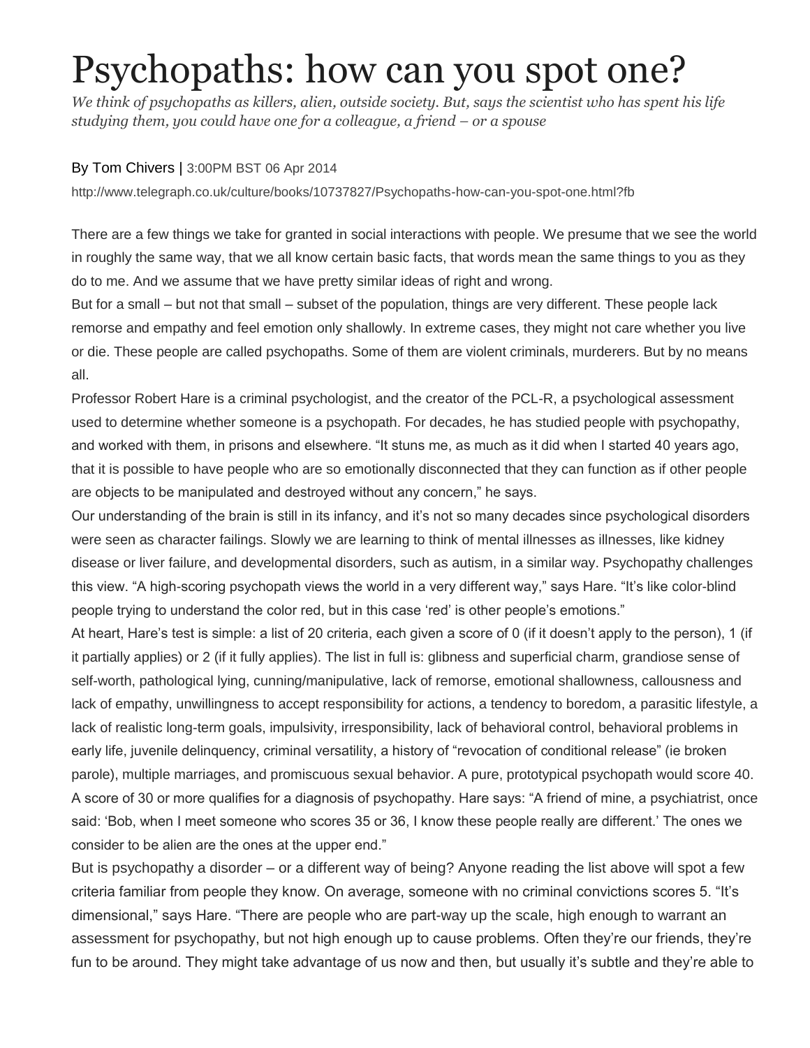# Psychopaths: how can you spot one?

*We think of psychopaths as killers, alien, outside society. But, says the scientist who has spent his life studying them, you could have one for a colleague, a friend – or a spouse*

By Tom Chivers | 3:00PM BST 06 Apr 2014

http://www.telegraph.co.uk/culture/books/10737827/Psychopaths-how-can-you-spot-one.html?fb

There are a few things we take for granted in social interactions with people. We presume that we see the world in roughly the same way, that we all know certain basic facts, that words mean the same things to you as they do to me. And we assume that we have pretty similar ideas of right and wrong.

But for a small – but not that small – subset of the population, things are very different. These people lack remorse and empathy and feel emotion only shallowly. In extreme cases, they might not care whether you live or die. These people are called psychopaths. Some of them are violent criminals, murderers. But by no means all.

Professor Robert Hare is a criminal psychologist, and the creator of the PCL-R, a psychological assessment used to determine whether someone is a psychopath. For decades, he has studied people with psychopathy, and worked with them, in prisons and elsewhere. "It stuns me, as much as it did when I started 40 years ago, that it is possible to have people who are so emotionally disconnected that they can function as if other people are objects to be manipulated and destroyed without any concern," he says.

Our understanding of the brain is still in its infancy, and it's not so many decades since psychological disorders were seen as character failings. Slowly we are learning to think of mental illnesses as illnesses, like kidney disease or liver failure, and developmental disorders, such as autism, in a similar way. Psychopathy challenges this view. "A high-scoring psychopath views the world in a very different way," says Hare. "It's like color-blind people trying to understand the color red, but in this case 'red' is other people's emotions."

At heart, Hare's test is simple: a list of 20 criteria, each given a score of 0 (if it doesn't apply to the person), 1 (if it partially applies) or 2 (if it fully applies). The list in full is: glibness and superficial charm, grandiose sense of self-worth, pathological lying, cunning/manipulative, lack of remorse, emotional shallowness, callousness and lack of empathy, unwillingness to accept responsibility for actions, a tendency to boredom, a parasitic lifestyle, a lack of realistic long-term goals, impulsivity, irresponsibility, lack of behavioral control, behavioral problems in early life, juvenile delinquency, criminal versatility, a history of "revocation of conditional release" (ie broken parole), multiple marriages, and promiscuous sexual behavior. A pure, prototypical psychopath would score 40. A score of 30 or more qualifies for a diagnosis of psychopathy. Hare says: "A friend of mine, a psychiatrist, once said: 'Bob, when I meet someone who scores 35 or 36, I know these people really are different.' The ones we consider to be alien are the ones at the upper end."

But is psychopathy a disorder – or a different way of being? Anyone reading the list above will spot a few criteria familiar from people they know. On average, someone with no criminal convictions scores 5. "It's dimensional," says Hare. "There are people who are part-way up the scale, high enough to warrant an assessment for psychopathy, but not high enough up to cause problems. Often they're our friends, they're fun to be around. They might take advantage of us now and then, but usually it's subtle and they're able to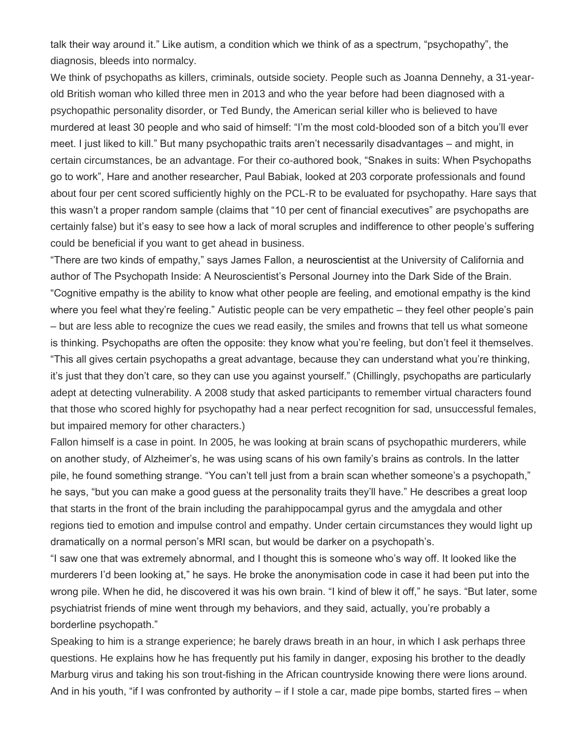talk their way around it." Like autism, a condition which we think of as a spectrum, "psychopathy", the diagnosis, bleeds into normalcy.

We think of psychopaths as killers, criminals, outside society. People such as Joanna Dennehy, a 31-year-old British woman who killed three men in 2013 and who the year before had been diagnosed with a psychopathic personality disorder, or Ted Bundy, the American serial killer who is believed to have murdered at least 30 people and who said of himself: "I'm the most cold-blooded son of a bitch you'll ever meet. I just liked to kill." But many psychopathic traits aren't necessarily disadvantages – and might, in certain circumstances, be an advantage. For their co-authored book, "Snakes in suits: When Psychopaths go to work", Hare and another researcher, Paul Babiak, looked at 203 corporate professionals and found about four per cent scored sufficiently highly on the PCL-R to be evaluated for psychopathy. Hare says that this wasn't a proper random sample (claims that "10 per cent of financial executives" are psychopaths are certainly false) but it's easy to see how a lack of moral scruples and indifference to other people's suffering could be beneficial if you want to get ahead in business.

"There are two kinds of empathy," says James Fallon, a neuroscientist at the University of California and author of The Psychopath Inside: A Neuroscientist's Personal Journey into the Dark Side of the Brain. "Cognitive empathy is the ability to know what other people are feeling, and emotional empathy is the kind where you feel what they're feeling." Autistic people can be very empathetic – they feel other people's pain – but are less able to recognize the cues we read easily, the smiles and frowns that tell us what someone is thinking. Psychopaths are often the opposite: they know what you're feeling, but don't feel it themselves. "This all gives certain psychopaths a great advantage, because they can understand what you're thinking, it's just that they don't care, so they can use you against yourself." (Chillingly, psychopaths are particularly adept at detecting vulnerability. A 2008 study that asked participants to remember virtual characters found that those who scored highly for psychopathy had a near perfect recognition for sad, unsuccessful females, but impaired memory for other characters.)

Fallon himself is a case in point. In 2005, he was looking at brain scans of psychopathic murderers, while on another study, of Alzheimer's, he was using scans of his own family's brains as controls. In the latter pile, he found something strange. "You can't tell just from a brain scan whether someone's a psychopath," he says, "but you can make a good guess at the personality traits they'll have." He describes a great loop that starts in the front of the brain including the parahippocampal gyrus and the amygdala and other regions tied to emotion and impulse control and empathy. Under certain circumstances they would light up dramatically on a normal person's MRI scan, but would be darker on a psychopath's.

"I saw one that was extremely abnormal, and I thought this is someone who's way off. It looked like the murderers I'd been looking at," he says. He broke the anonymisation code in case it had been put into the wrong pile. When he did, he discovered it was his own brain. "I kind of blew it off," he says. "But later, some psychiatrist friends of mine went through my behaviors, and they said, actually, you're probably a borderline psychopath."

Speaking to him is a strange experience; he barely draws breath in an hour, in which I ask perhaps three questions. He explains how he has frequently put his family in danger, exposing his brother to the deadly Marburg virus and taking his son trout-fishing in the African countryside knowing there were lions around. And in his youth, "if I was confronted by authority – if I stole a car, made pipe bombs, started fires – when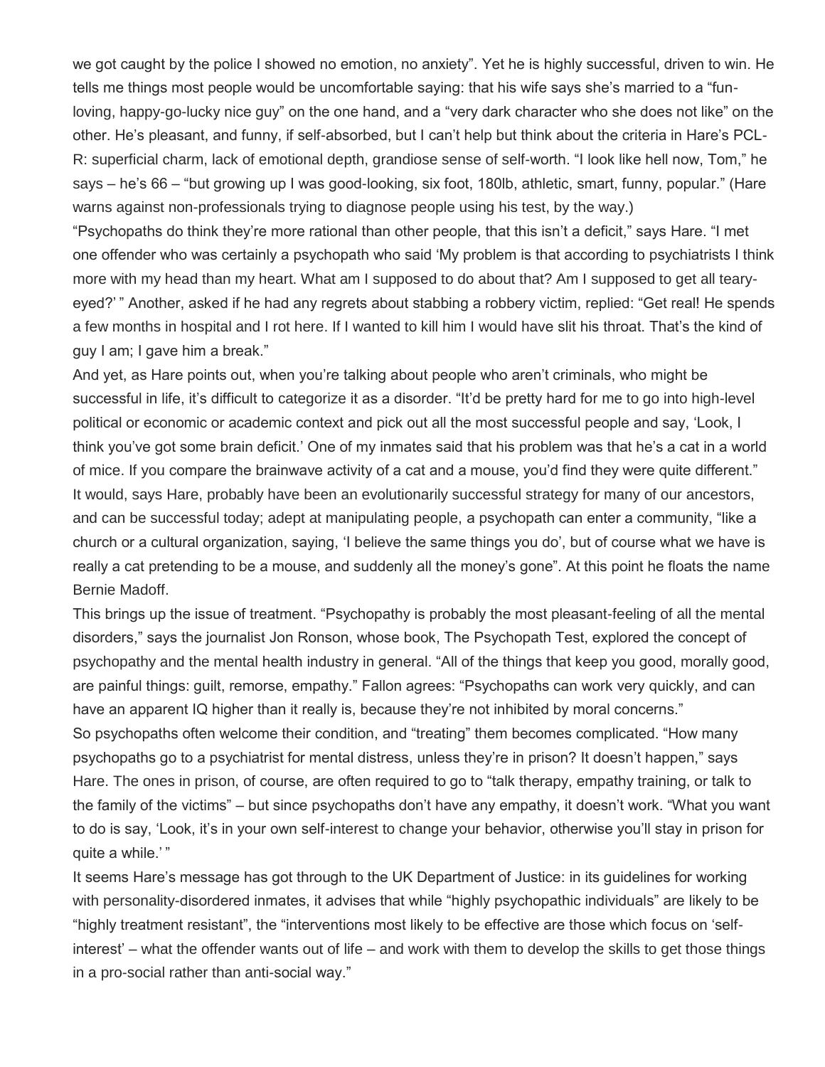we got caught by the police I showed no emotion, no anxiety". Yet he is highly successful, driven to win. He tells me things most people would be uncomfortable saying: that his wife says she's married to a "fun-loving, happy-go-lucky nice guy" on the one hand, and a "very dark character who she does not like" on the other. He's pleasant, and funny, if self-absorbed, but I can't help but think about the criteria in Hare's PCL-R: superficial charm, lack of emotional depth, grandiose sense of self-worth. "I look like hell now, Tom," he says – he's 66 – "but growing up I was good-looking, six foot, 180lb, athletic, smart, funny, popular." (Hare warns against non-professionals trying to diagnose people using his test, by the way.)

"Psychopaths do think they're more rational than other people, that this isn't a deficit," says Hare. "I met one offender who was certainly a psychopath who said 'My problem is that according to psychiatrists I think more with my head than my heart. What am I supposed to do about that? Am I supposed to get all teary-eyed?' " Another, asked if he had any regrets about stabbing a robbery victim, replied: "Get real! He spends a few months in hospital and I rot here. If I wanted to kill him I would have slit his throat. That's the kind of guy I am; I gave him a break."

And yet, as Hare points out, when you're talking about people who aren't criminals, who might be successful in life, it's difficult to categorize it as a disorder. "It'd be pretty hard for me to go into high-level political or economic or academic context and pick out all the most successful people and say, 'Look, I think you've got some brain deficit.' One of my inmates said that his problem was that he's a cat in a world of mice. If you compare the brainwave activity of a cat and a mouse, you'd find they were quite different." It would, says Hare, probably have been an evolutionarily successful strategy for many of our ancestors, and can be successful today; adept at manipulating people, a psychopath can enter a community, "like a church or a cultural organization, saying, 'I believe the same things you do', but of course what we have is really a cat pretending to be a mouse, and suddenly all the money's gone". At this point he floats the name Bernie Madoff.

This brings up the issue of treatment. "Psychopathy is probably the most pleasant-feeling of all the mental disorders," says the journalist Jon Ronson, whose book, The Psychopath Test, explored the concept of psychopathy and the mental health industry in general. "All of the things that keep you good, morally good, are painful things: guilt, remorse, empathy." Fallon agrees: "Psychopaths can work very quickly, and can have an apparent IQ higher than it really is, because they're not inhibited by moral concerns."

So psychopaths often welcome their condition, and "treating" them becomes complicated. "How many psychopaths go to a psychiatrist for mental distress, unless they're in prison? It doesn't happen," says Hare. The ones in prison, of course, are often required to go to "talk therapy, empathy training, or talk to the family of the victims" – but since psychopaths don't have any empathy, it doesn't work. "What you want to do is say, 'Look, it's in your own self-interest to change your behavior, otherwise you'll stay in prison for quite a while.' "

It seems Hare's message has got through to the UK Department of Justice: in its guidelines for working with personality-disordered inmates, it advises that while "highly psychopathic individuals" are likely to be "highly treatment resistant", the "interventions most likely to be effective are those which focus on 'self-interest' – what the offender wants out of life – and work with them to develop the skills to get those things in a pro-social rather than anti-social way."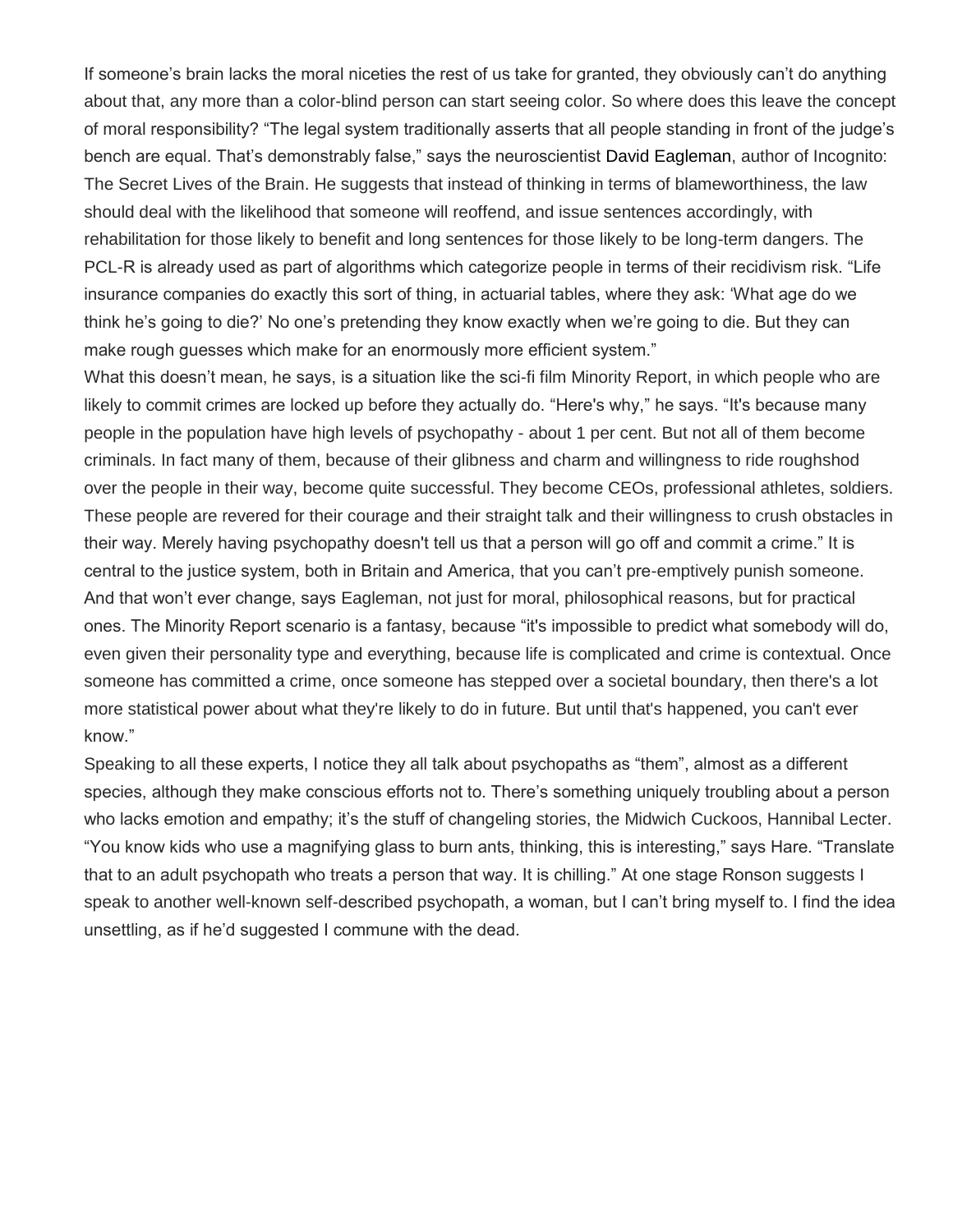If someone's brain lacks the moral niceties the rest of us take for granted, they obviously can't do anything about that, any more than a color-blind person can start seeing color. So where does this leave the concept of moral responsibility? "The legal system traditionally asserts that all people standing in front of the judge's bench are equal. That's demonstrably false," says the neuroscientist David Eagleman, author of Incognito: The Secret Lives of the Brain. He suggests that instead of thinking in terms of blameworthiness, the law should deal with the likelihood that someone will reoffend, and issue sentences accordingly, with rehabilitation for those likely to benefit and long sentences for those likely to be long-term dangers. The PCL-R is already used as part of algorithms which categorize people in terms of their recidivism risk. "Life insurance companies do exactly this sort of thing, in actuarial tables, where they ask: 'What age do we think he's going to die?' No one's pretending they know exactly when we're going to die. But they can make rough guesses which make for an enormously more efficient system."

What this doesn't mean, he says, is a situation like the sci-fi film Minority Report, in which people who are likely to commit crimes are locked up before they actually do. "Here's why," he says. "It's because many people in the population have high levels of psychopathy - about 1 per cent. But not all of them become criminals. In fact many of them, because of their glibness and charm and willingness to ride roughshod over the people in their way, become quite successful. They become CEOs, professional athletes, soldiers. These people are revered for their courage and their straight talk and their willingness to crush obstacles in their way. Merely having psychopathy doesn't tell us that a person will go off and commit a crime." It is central to the justice system, both in Britain and America, that you can't pre-emptively punish someone. And that won't ever change, says Eagleman, not just for moral, philosophical reasons, but for practical ones. The Minority Report scenario is a fantasy, because "it's impossible to predict what somebody will do, even given their personality type and everything, because life is complicated and crime is contextual. Once someone has committed a crime, once someone has stepped over a societal boundary, then there's a lot more statistical power about what they're likely to do in future. But until that's happened, you can't ever know."

Speaking to all these experts, I notice they all talk about psychopaths as "them", almost as a different species, although they make conscious efforts not to. There's something uniquely troubling about a person who lacks emotion and empathy; it's the stuff of changeling stories, the Midwich Cuckoos, Hannibal Lecter. "You know kids who use a magnifying glass to burn ants, thinking, this is interesting," says Hare. "Translate that to an adult psychopath who treats a person that way. It is chilling." At one stage Ronson suggests I speak to another well-known self-described psychopath, a woman, but I can't bring myself to. I find the idea unsettling, as if he'd suggested I commune with the dead.